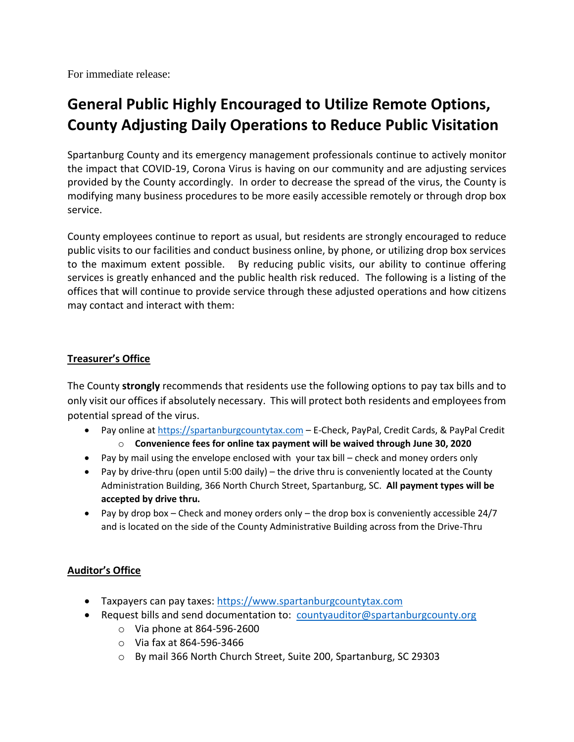For immediate release:

# General Public Highly Encouraged to Utilize Remote Options, County Adjusting Daily Operations to Reduce Public Visitation

Spartanburg County and its emergency management professionals continue to actively monitor the impact that COVID-19, Corona Virus is having on our community and are adjusting services provided by the County accordingly. In order to decrease the spread of the virus, the County is modifying many business procedures to be more easily accessible remotely or through drop box service.

County employees continue to report as usual, but residents are strongly encouraged to reduce public visits to our facilities and conduct business online, by phone, or utilizing drop box services to the maximum extent possible. By reducing public visits, our ability to continue offering services is greatly enhanced and the public health risk reduced. The following is a listing of the offices that will continue to provide service through these adjusted operations and how citizens may contact and interact with them:

## Treasurer's Office

The County **strongly** recommends that residents use the following options to pay tax bills and to only visit our offices if absolutely necessary. This will protect both residents and employees from potential spread of the virus.

- Pay online at https://spartanburgcountytax.com – E-Check, PayPal, Credit Cards, & PayPal Credit
  - **Convenience fees for online tax payment will be waived through June 30, 2020**
- Pay by mail using the envelope enclosed with your tax bill – check and money orders only
- Pay by drive-thru (open until 5:00 daily) – the drive thru is conveniently located at the County Administration Building, 366 North Church Street, Spartanburg, SC. **All payment types will be accepted by drive thru.**
- Pay by drop box – Check and money orders only – the drop box is conveniently accessible 24/7 and is located on the side of the County Administrative Building across from the Drive-Thru

## Auditor's Office

- Taxpayers can pay taxes: https://www.spartanburgcountytax.com
- Request bills and send documentation to: countyauditor@spartanburgcounty.org
  - Via phone at 864-596-2600
  - Via fax at 864-596-3466
  - By mail 366 North Church Street, Suite 200, Spartanburg, SC 29303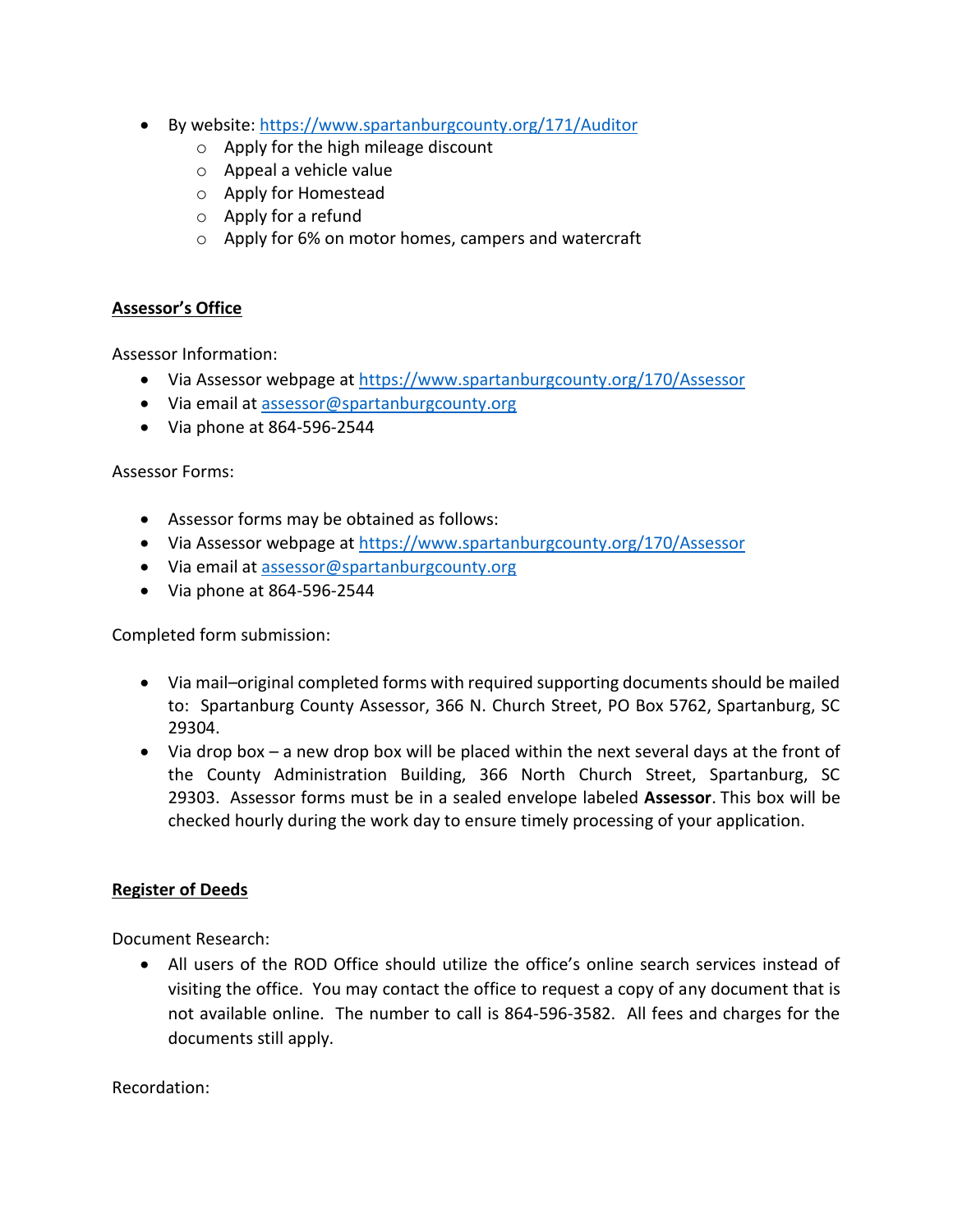- By website: https://www.spartanburgcounty.org/171/Auditor
  - Apply for the high mileage discount
  - Appeal a vehicle value
  - Apply for Homestead
  - Apply for a refund
  - Apply for 6% on motor homes, campers and watercraft

**Assessor's Office**

Assessor Information:

- Via Assessor webpage at https://www.spartanburgcounty.org/170/Assessor
- Via email at assessor@spartanburgcounty.org
- Via phone at 864-596-2544

Assessor Forms:

- Assessor forms may be obtained as follows:
- Via Assessor webpage at https://www.spartanburgcounty.org/170/Assessor
- Via email at assessor@spartanburgcounty.org
- Via phone at 864-596-2544

Completed form submission:

- Via mail–original completed forms with required supporting documents should be mailed to: Spartanburg County Assessor, 366 N. Church Street, PO Box 5762, Spartanburg, SC 29304.
- Via drop box – a new drop box will be placed within the next several days at the front of the County Administration Building, 366 North Church Street, Spartanburg, SC 29303. Assessor forms must be in a sealed envelope labeled **Assessor**. This box will be checked hourly during the work day to ensure timely processing of your application.

**Register of Deeds**

Document Research:

- All users of the ROD Office should utilize the office's online search services instead of visiting the office. You may contact the office to request a copy of any document that is not available online. The number to call is 864-596-3582. All fees and charges for the documents still apply.

Recordation: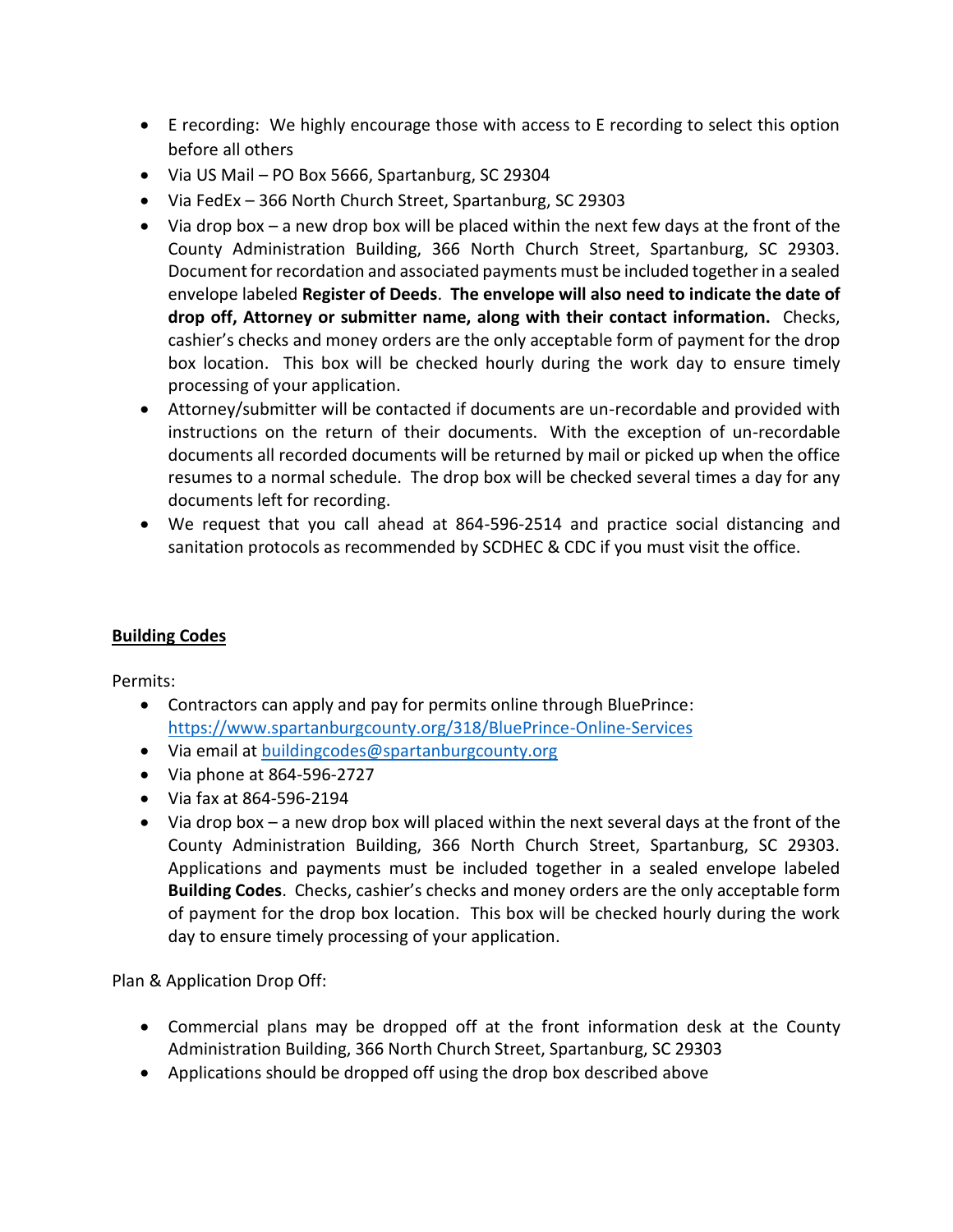- E recording: We highly encourage those with access to E recording to select this option before all others
- Via US Mail – PO Box 5666, Spartanburg, SC 29304
- Via FedEx – 366 North Church Street, Spartanburg, SC 29303
- Via drop box – a new drop box will be placed within the next few days at the front of the County Administration Building, 366 North Church Street, Spartanburg, SC 29303. Document for recordation and associated payments must be included together in a sealed envelope labeled **Register of Deeds**. **The envelope will also need to indicate the date of drop off, Attorney or submitter name, along with their contact information.** Checks, cashier's checks and money orders are the only acceptable form of payment for the drop box location. This box will be checked hourly during the work day to ensure timely processing of your application.
- Attorney/submitter will be contacted if documents are un-recordable and provided with instructions on the return of their documents. With the exception of un-recordable documents all recorded documents will be returned by mail or picked up when the office resumes to a normal schedule. The drop box will be checked several times a day for any documents left for recording.
- We request that you call ahead at 864-596-2514 and practice social distancing and sanitation protocols as recommended by SCDHEC & CDC if you must visit the office.

## Building Codes

Permits:

- Contractors can apply and pay for permits online through BluePrince: https://www.spartanburgcounty.org/318/BluePrince-Online-Services
- Via email at buildingcodes@spartanburgcounty.org
- Via phone at 864-596-2727
- Via fax at 864-596-2194
- Via drop box – a new drop box will placed within the next several days at the front of the County Administration Building, 366 North Church Street, Spartanburg, SC 29303. Applications and payments must be included together in a sealed envelope labeled **Building Codes**. Checks, cashier's checks and money orders are the only acceptable form of payment for the drop box location. This box will be checked hourly during the work day to ensure timely processing of your application.

Plan & Application Drop Off:

- Commercial plans may be dropped off at the front information desk at the County Administration Building, 366 North Church Street, Spartanburg, SC 29303
- Applications should be dropped off using the drop box described above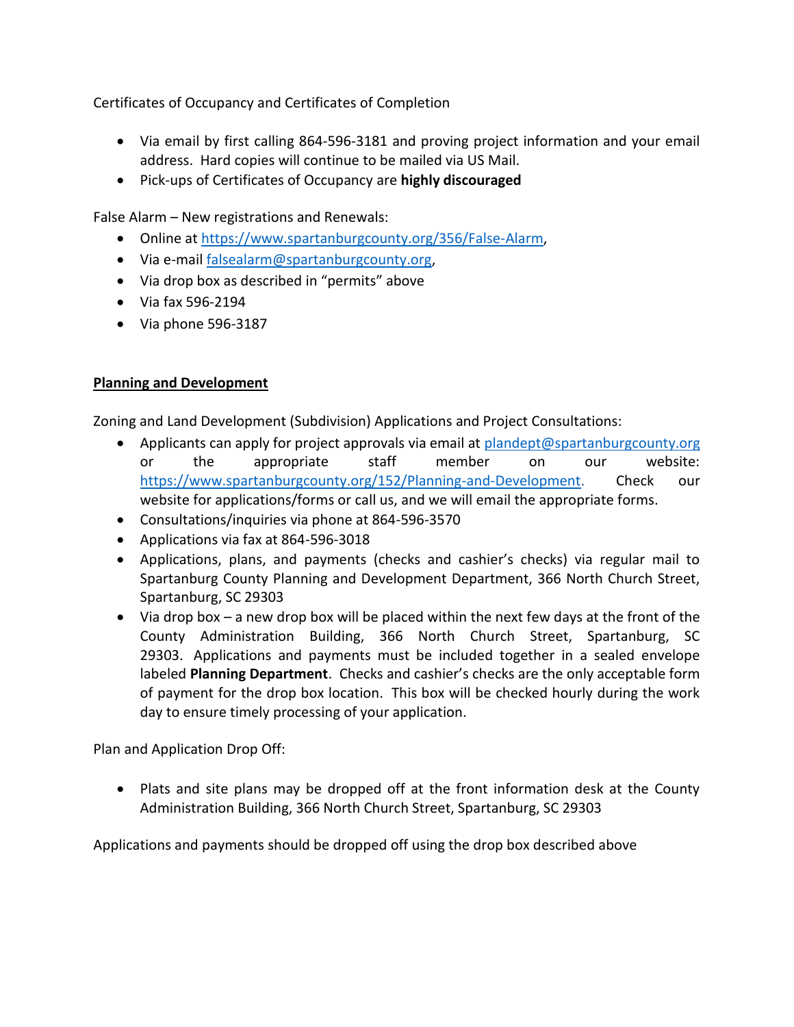Certificates of Occupancy and Certificates of Completion

- Via email by first calling 864-596-3181 and proving project information and your email address. Hard copies will continue to be mailed via US Mail.
- Pick-ups of Certificates of Occupancy are **highly discouraged**

False Alarm – New registrations and Renewals:

- Online at https://www.spartanburgcounty.org/356/False-Alarm,
- Via e-mail falsealarm@spartanburgcounty.org,
- Via drop box as described in "permits" above
- Via fax 596-2194
- Via phone 596-3187

**Planning and Development**

Zoning and Land Development (Subdivision) Applications and Project Consultations:

- Applicants can apply for project approvals via email at plandept@spartanburgcounty.org or the appropriate staff member on our website: https://www.spartanburgcounty.org/152/Planning-and-Development. Check our website for applications/forms or call us, and we will email the appropriate forms.
- Consultations/inquiries via phone at 864-596-3570
- Applications via fax at 864-596-3018
- Applications, plans, and payments (checks and cashier's checks) via regular mail to Spartanburg County Planning and Development Department, 366 North Church Street, Spartanburg, SC 29303
- Via drop box – a new drop box will be placed within the next few days at the front of the County Administration Building, 366 North Church Street, Spartanburg, SC 29303. Applications and payments must be included together in a sealed envelope labeled **Planning Department**. Checks and cashier's checks are the only acceptable form of payment for the drop box location. This box will be checked hourly during the work day to ensure timely processing of your application.

Plan and Application Drop Off:

- Plats and site plans may be dropped off at the front information desk at the County Administration Building, 366 North Church Street, Spartanburg, SC 29303

Applications and payments should be dropped off using the drop box described above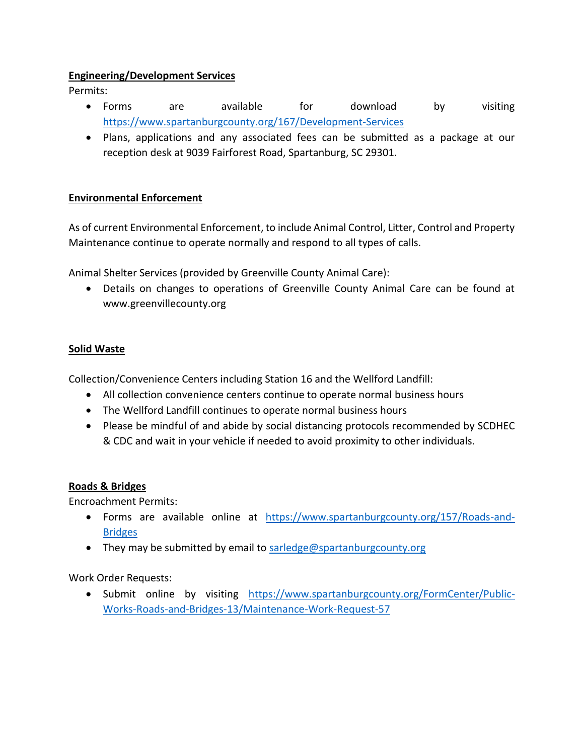**Engineering/Development Services**

Permits:

- Forms are available for download by visiting https://www.spartanburgcounty.org/167/Development-Services
- Plans, applications and any associated fees can be submitted as a package at our reception desk at 9039 Fairforest Road, Spartanburg, SC 29301.

**Environmental Enforcement**

As of current Environmental Enforcement, to include Animal Control, Litter, Control and Property Maintenance continue to operate normally and respond to all types of calls.

Animal Shelter Services (provided by Greenville County Animal Care):

- Details on changes to operations of Greenville County Animal Care can be found at www.greenvillecounty.org

**Solid Waste**

Collection/Convenience Centers including Station 16 and the Wellford Landfill:

- All collection convenience centers continue to operate normal business hours
- The Wellford Landfill continues to operate normal business hours
- Please be mindful of and abide by social distancing protocols recommended by SCDHEC & CDC and wait in your vehicle if needed to avoid proximity to other individuals.

**Roads & Bridges**

Encroachment Permits:

- Forms are available online at https://www.spartanburgcounty.org/157/Roads-and-Bridges
- They may be submitted by email to sarledge@spartanburgcounty.org

Work Order Requests:

- Submit online by visiting https://www.spartanburgcounty.org/FormCenter/Public-Works-Roads-and-Bridges-13/Maintenance-Work-Request-57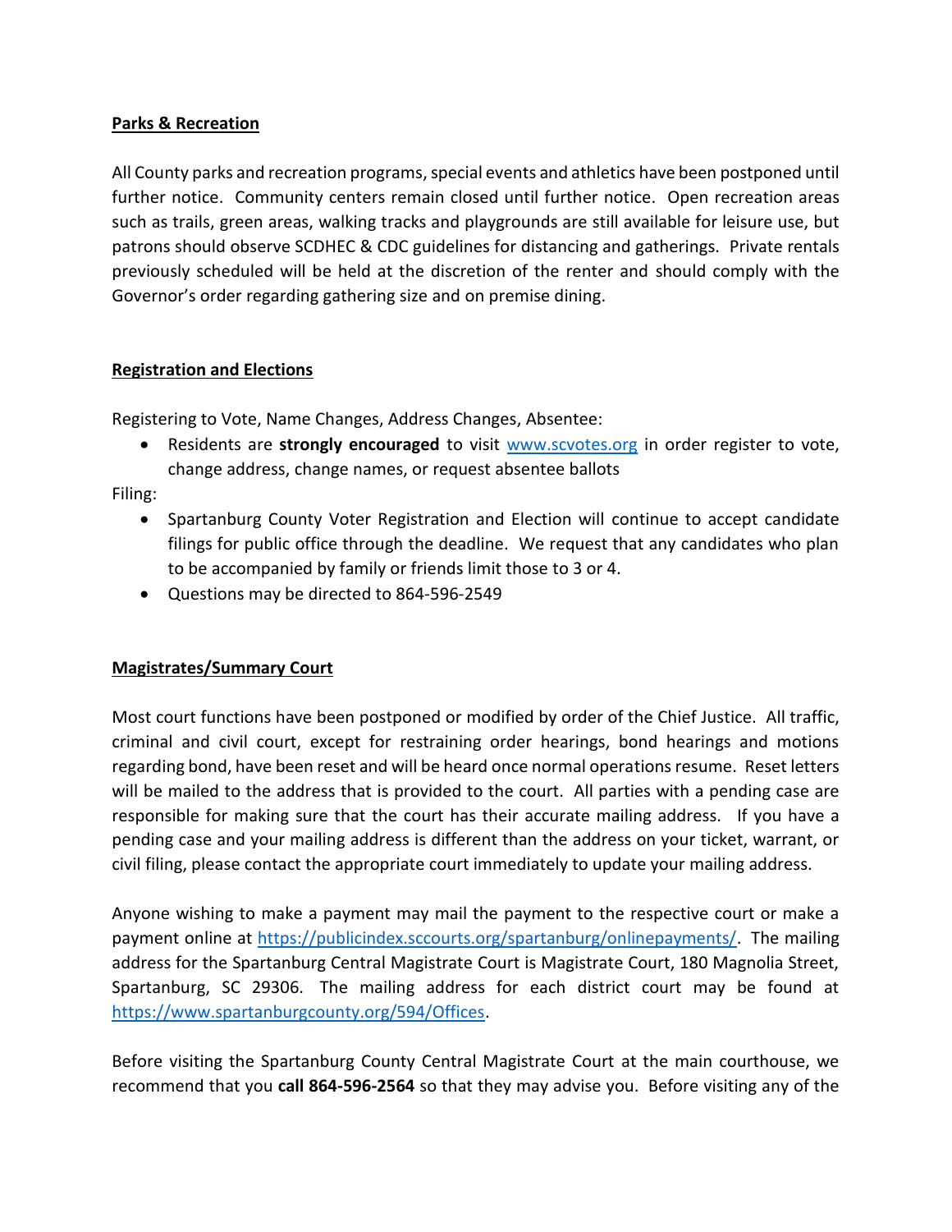**Parks & Recreation**

All County parks and recreation programs, special events and athletics have been postponed until further notice. Community centers remain closed until further notice. Open recreation areas such as trails, green areas, walking tracks and playgrounds are still available for leisure use, but patrons should observe SCDHEC & CDC guidelines for distancing and gatherings. Private rentals previously scheduled will be held at the discretion of the renter and should comply with the Governor's order regarding gathering size and on premise dining.

**Registration and Elections**

Registering to Vote, Name Changes, Address Changes, Absentee:

- Residents are **strongly encouraged** to visit [www.scvotes.org](www.scvotes.org) in order register to vote, change address, change names, or request absentee ballots

Filing:

- Spartanburg County Voter Registration and Election will continue to accept candidate filings for public office through the deadline. We request that any candidates who plan to be accompanied by family or friends limit those to 3 or 4.
- Questions may be directed to 864-596-2549

**Magistrates/Summary Court**

Most court functions have been postponed or modified by order of the Chief Justice. All traffic, criminal and civil court, except for restraining order hearings, bond hearings and motions regarding bond, have been reset and will be heard once normal operations resume. Reset letters will be mailed to the address that is provided to the court. All parties with a pending case are responsible for making sure that the court has their accurate mailing address. If you have a pending case and your mailing address is different than the address on your ticket, warrant, or civil filing, please contact the appropriate court immediately to update your mailing address.

Anyone wishing to make a payment may mail the payment to the respective court or make a payment online at [https://publicindex.sccourts.org/spartanburg/onlinepayments/](https://publicindex.sccourts.org/spartanburg/onlinepayments/). The mailing address for the Spartanburg Central Magistrate Court is Magistrate Court, 180 Magnolia Street, Spartanburg, SC 29306. The mailing address for each district court may be found at [https://www.spartanburgcounty.org/594/Offices](https://www.spartanburgcounty.org/594/Offices).

Before visiting the Spartanburg County Central Magistrate Court at the main courthouse, we recommend that you **call 864-596-2564** so that they may advise you. Before visiting any of the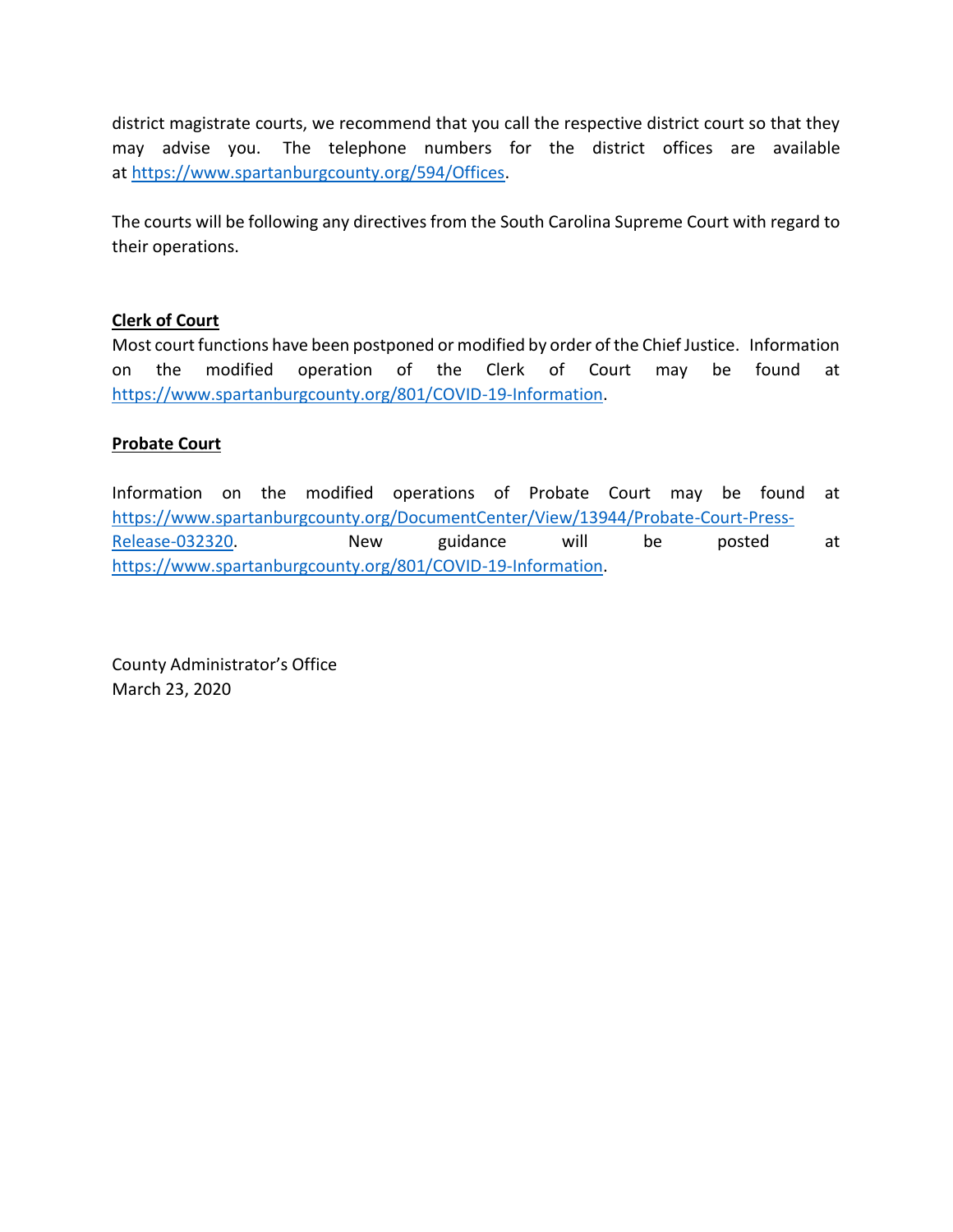district magistrate courts, we recommend that you call the respective district court so that they may advise you. The telephone numbers for the district offices are available at https://www.spartanburgcounty.org/594/Offices.

The courts will be following any directives from the South Carolina Supreme Court with regard to their operations.

**Clerk of Court**

Most court functions have been postponed or modified by order of the Chief Justice. Information on the modified operation of the Clerk of Court may be found at https://www.spartanburgcounty.org/801/COVID-19-Information.

**Probate Court**

Information on the modified operations of Probate Court may be found at https://www.spartanburgcounty.org/DocumentCenter/View/13944/Probate-Court-Press-Release-032320. New guidance will be posted at https://www.spartanburgcounty.org/801/COVID-19-Information.

County Administrator's Office
March 23, 2020